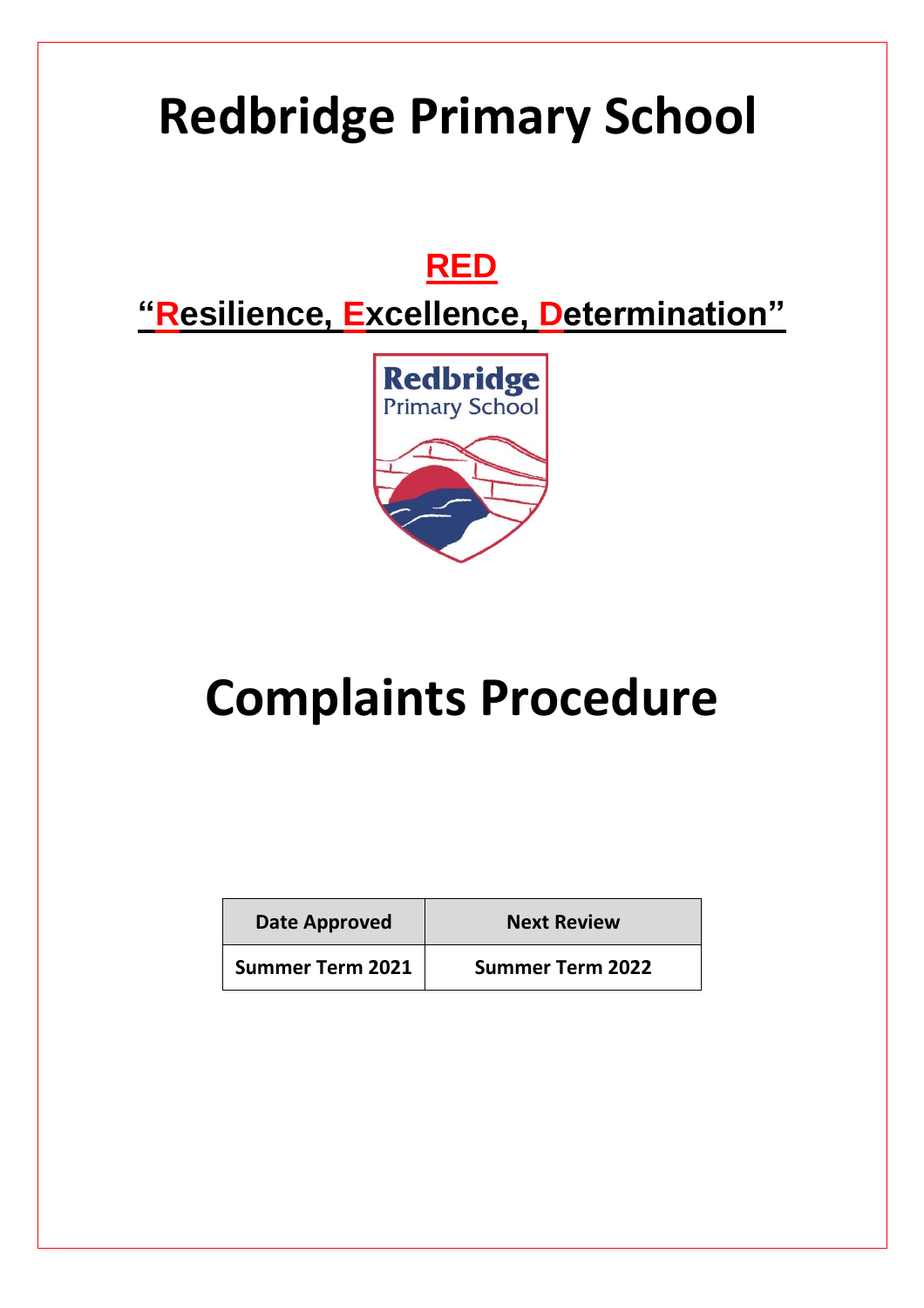# Redbridge Primary School

**RED**

**"Resilience, Excellence, Determination"**

# Complaints Procedure

| Date Approved | Next Review |
| --- | --- |
| Summer Term 2021 | Summer Term 2022 |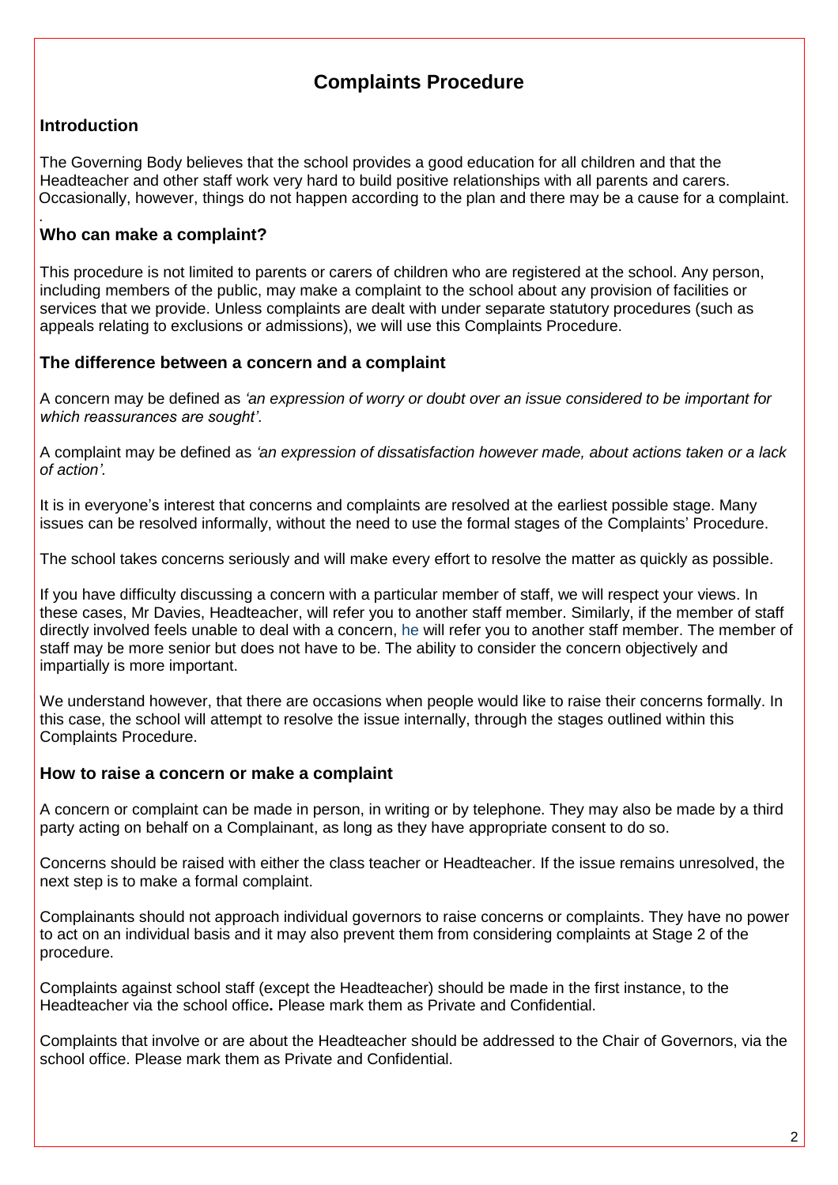# Complaints Procedure

## Introduction

The Governing Body believes that the school provides a good education for all children and that the Headteacher and other staff work very hard to build positive relationships with all parents and carers. Occasionally, however, things do not happen according to the plan and there may be a cause for a complaint.

## Who can make a complaint?

This procedure is not limited to parents or carers of children who are registered at the school. Any person, including members of the public, may make a complaint to the school about any provision of facilities or services that we provide. Unless complaints are dealt with under separate statutory procedures (such as appeals relating to exclusions or admissions), we will use this Complaints Procedure.

## The difference between a concern and a complaint

A concern may be defined as *'an expression of worry or doubt over an issue considered to be important for which reassurances are sought'*.

A complaint may be defined as *'an expression of dissatisfaction however made, about actions taken or a lack of action'.*

It is in everyone's interest that concerns and complaints are resolved at the earliest possible stage. Many issues can be resolved informally, without the need to use the formal stages of the Complaints' Procedure.

The school takes concerns seriously and will make every effort to resolve the matter as quickly as possible.

If you have difficulty discussing a concern with a particular member of staff, we will respect your views. In these cases, Mr Davies, Headteacher, will refer you to another staff member. Similarly, if the member of staff directly involved feels unable to deal with a concern, he will refer you to another staff member. The member of staff may be more senior but does not have to be. The ability to consider the concern objectively and impartially is more important.

We understand however, that there are occasions when people would like to raise their concerns formally. In this case, the school will attempt to resolve the issue internally, through the stages outlined within this Complaints Procedure.

## How to raise a concern or make a complaint

A concern or complaint can be made in person, in writing or by telephone. They may also be made by a third party acting on behalf on a Complainant, as long as they have appropriate consent to do so.

Concerns should be raised with either the class teacher or Headteacher. If the issue remains unresolved, the next step is to make a formal complaint.

Complainants should not approach individual governors to raise concerns or complaints. They have no power to act on an individual basis and it may also prevent them from considering complaints at Stage 2 of the procedure.

Complaints against school staff (except the Headteacher) should be made in the first instance, to the Headteacher via the school office**.** Please mark them as Private and Confidential.

Complaints that involve or are about the Headteacher should be addressed to the Chair of Governors, via the school office. Please mark them as Private and Confidential.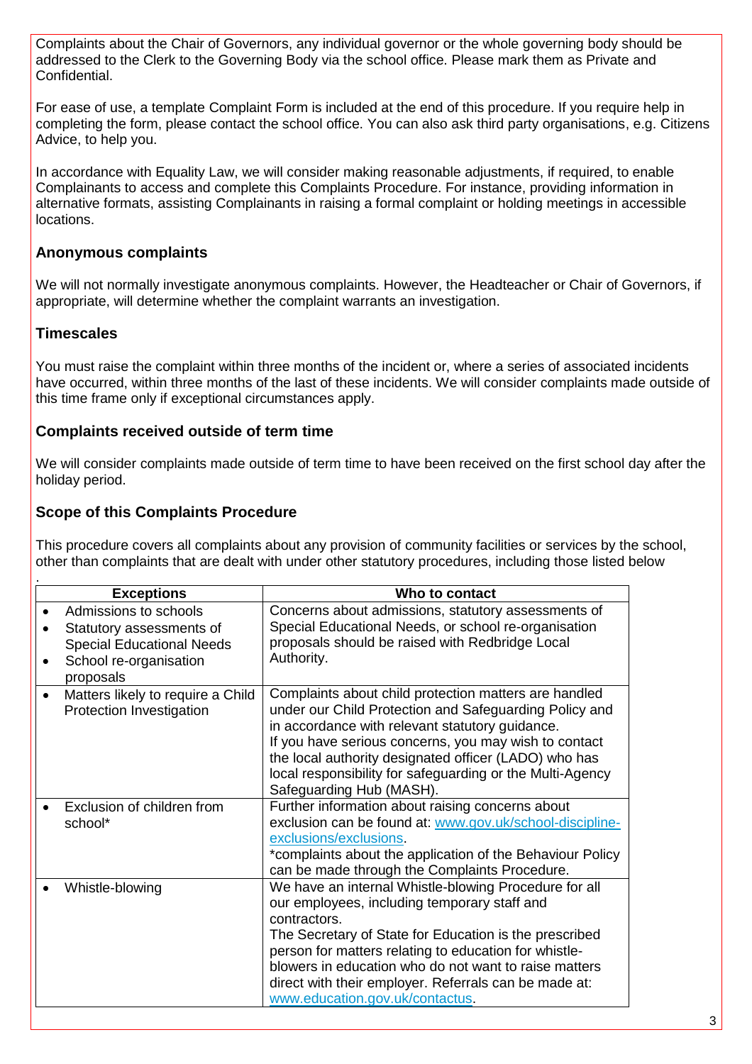Complaints about the Chair of Governors, any individual governor or the whole governing body should be addressed to the Clerk to the Governing Body via the school office. Please mark them as Private and Confidential.

For ease of use, a template Complaint Form is included at the end of this procedure. If you require help in completing the form, please contact the school office. You can also ask third party organisations, e.g. Citizens Advice, to help you.

In accordance with Equality Law, we will consider making reasonable adjustments, if required, to enable Complainants to access and complete this Complaints Procedure. For instance, providing information in alternative formats, assisting Complainants in raising a formal complaint or holding meetings in accessible locations.

### Anonymous complaints

We will not normally investigate anonymous complaints. However, the Headteacher or Chair of Governors, if appropriate, will determine whether the complaint warrants an investigation.

### Timescales

You must raise the complaint within three months of the incident or, where a series of associated incidents have occurred, within three months of the last of these incidents. We will consider complaints made outside of this time frame only if exceptional circumstances apply.

### Complaints received outside of term time

We will consider complaints made outside of term time to have been received on the first school day after the holiday period.

### Scope of this Complaints Procedure

This procedure covers all complaints about any provision of community facilities or services by the school, other than complaints that are dealt with under other statutory procedures, including those listed below.

| Exceptions | Who to contact |
| --- | --- |
| • Admissions to schools<br>• Statutory assessments of Special Educational Needs<br>• School re-organisation proposals | Concerns about admissions, statutory assessments of Special Educational Needs, or school re-organisation proposals should be raised with Redbridge Local Authority. |
| • Matters likely to require a Child Protection Investigation | Complaints about child protection matters are handled under our Child Protection and Safeguarding Policy and in accordance with relevant statutory guidance.<br>If you have serious concerns, you may wish to contact the local authority designated officer (LADO) who has local responsibility for safeguarding or the Multi-Agency Safeguarding Hub (MASH). |
| • Exclusion of children from school* | Further information about raising concerns about exclusion can be found at: www.gov.uk/school-discipline-exclusions/exclusions.<br>*complaints about the application of the Behaviour Policy can be made through the Complaints Procedure. |
| • Whistle-blowing | We have an internal Whistle-blowing Procedure for all our employees, including temporary staff and contractors.<br>The Secretary of State for Education is the prescribed person for matters relating to education for whistle-blowers in education who do not want to raise matters direct with their employer. Referrals can be made at: www.education.gov.uk/contactus. |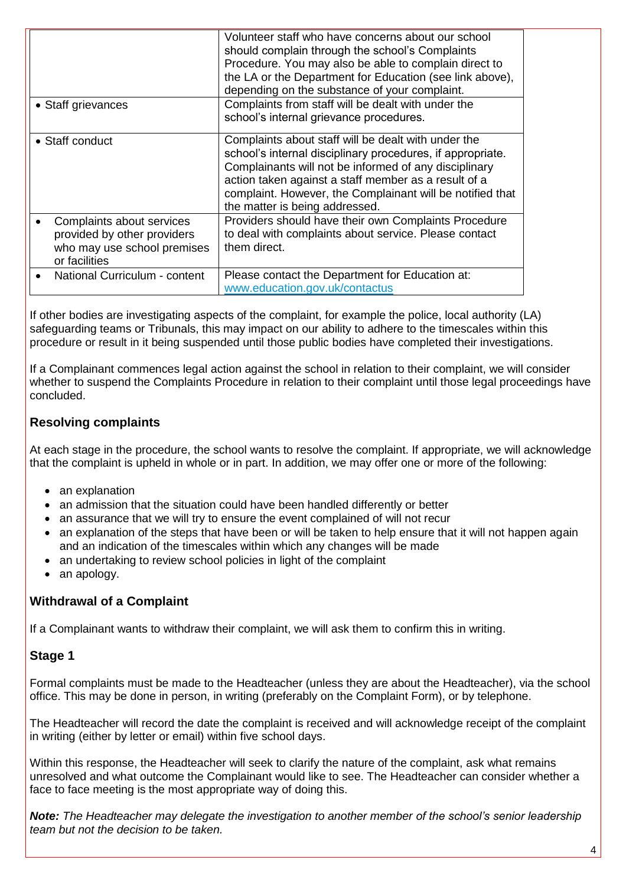| | |
|---|---|
| | Volunteer staff who have concerns about our school should complain through the school's Complaints Procedure. You may also be able to complain direct to the LA or the Department for Education (see link above), depending on the substance of your complaint. |
| • Staff grievances | Complaints from staff will be dealt with under the school's internal grievance procedures. |
| • Staff conduct | Complaints about staff will be dealt with under the school's internal disciplinary procedures, if appropriate. Complainants will not be informed of any disciplinary action taken against a staff member as a result of a complaint. However, the Complainant will be notified that the matter is being addressed. |
| • Complaints about services provided by other providers who may use school premises or facilities | Providers should have their own Complaints Procedure to deal with complaints about service. Please contact them direct. |
| • National Curriculum - content | Please contact the Department for Education at: www.education.gov.uk/contactus |

If other bodies are investigating aspects of the complaint, for example the police, local authority (LA) safeguarding teams or Tribunals, this may impact on our ability to adhere to the timescales within this procedure or result in it being suspended until those public bodies have completed their investigations.

If a Complainant commences legal action against the school in relation to their complaint, we will consider whether to suspend the Complaints Procedure in relation to their complaint until those legal proceedings have concluded.

## Resolving complaints

At each stage in the procedure, the school wants to resolve the complaint. If appropriate, we will acknowledge that the complaint is upheld in whole or in part. In addition, we may offer one or more of the following:

- an explanation
- an admission that the situation could have been handled differently or better
- an assurance that we will try to ensure the event complained of will not recur
- an explanation of the steps that have been or will be taken to help ensure that it will not happen again and an indication of the timescales within which any changes will be made
- an undertaking to review school policies in light of the complaint
- an apology.

## Withdrawal of a Complaint

If a Complainant wants to withdraw their complaint, we will ask them to confirm this in writing.

## Stage 1

Formal complaints must be made to the Headteacher (unless they are about the Headteacher), via the school office. This may be done in person, in writing (preferably on the Complaint Form), or by telephone.

The Headteacher will record the date the complaint is received and will acknowledge receipt of the complaint in writing (either by letter or email) within five school days.

Within this response, the Headteacher will seek to clarify the nature of the complaint, ask what remains unresolved and what outcome the Complainant would like to see. The Headteacher can consider whether a face to face meeting is the most appropriate way of doing this.

***Note:*** *The Headteacher may delegate the investigation to another member of the school's senior leadership team but not the decision to be taken.*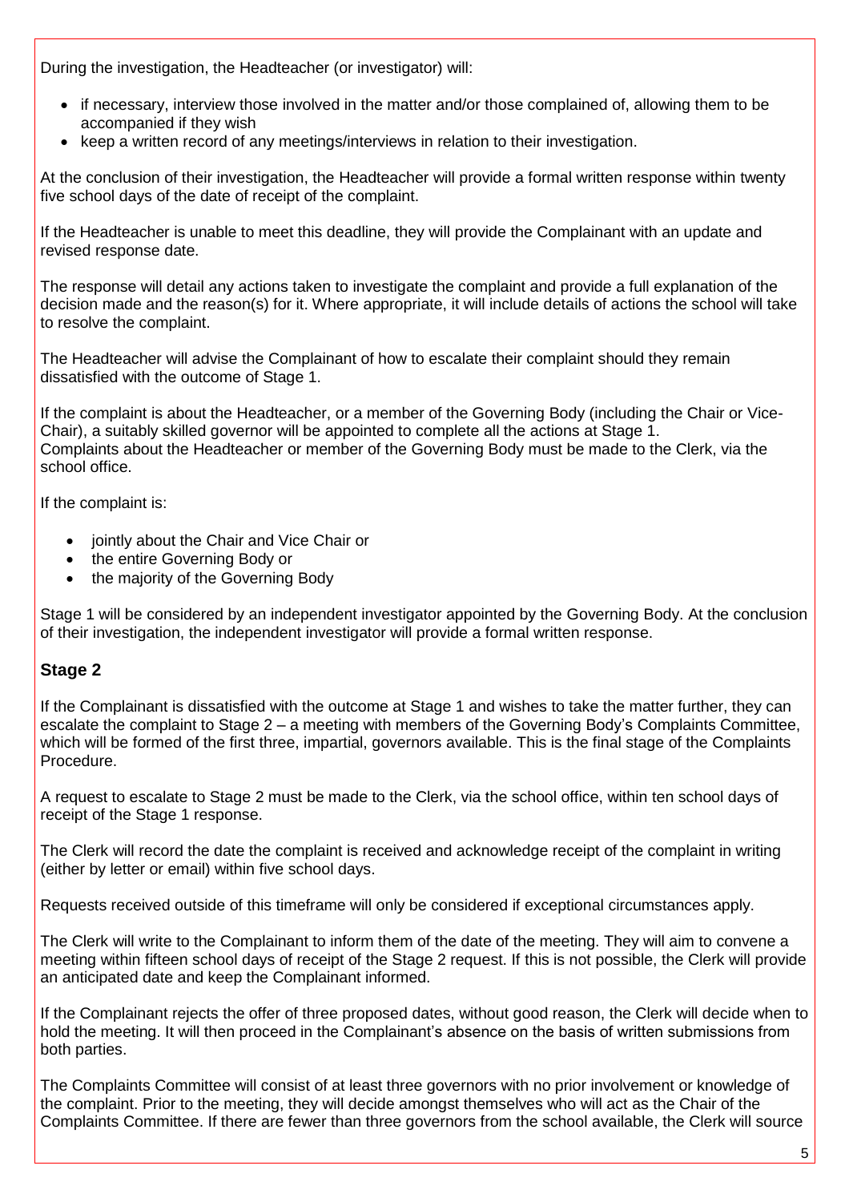During the investigation, the Headteacher (or investigator) will:

- if necessary, interview those involved in the matter and/or those complained of, allowing them to be accompanied if they wish
- keep a written record of any meetings/interviews in relation to their investigation.

At the conclusion of their investigation, the Headteacher will provide a formal written response within twenty five school days of the date of receipt of the complaint.

If the Headteacher is unable to meet this deadline, they will provide the Complainant with an update and revised response date.

The response will detail any actions taken to investigate the complaint and provide a full explanation of the decision made and the reason(s) for it. Where appropriate, it will include details of actions the school will take to resolve the complaint.

The Headteacher will advise the Complainant of how to escalate their complaint should they remain dissatisfied with the outcome of Stage 1.

If the complaint is about the Headteacher, or a member of the Governing Body (including the Chair or Vice-Chair), a suitably skilled governor will be appointed to complete all the actions at Stage 1.
Complaints about the Headteacher or member of the Governing Body must be made to the Clerk, via the school office.

If the complaint is:

- jointly about the Chair and Vice Chair or
- the entire Governing Body or
- the majority of the Governing Body

Stage 1 will be considered by an independent investigator appointed by the Governing Body. At the conclusion of their investigation, the independent investigator will provide a formal written response.

## Stage 2

If the Complainant is dissatisfied with the outcome at Stage 1 and wishes to take the matter further, they can escalate the complaint to Stage 2 – a meeting with members of the Governing Body's Complaints Committee, which will be formed of the first three, impartial, governors available. This is the final stage of the Complaints Procedure.

A request to escalate to Stage 2 must be made to the Clerk, via the school office, within ten school days of receipt of the Stage 1 response.

The Clerk will record the date the complaint is received and acknowledge receipt of the complaint in writing (either by letter or email) within five school days.

Requests received outside of this timeframe will only be considered if exceptional circumstances apply.

The Clerk will write to the Complainant to inform them of the date of the meeting. They will aim to convene a meeting within fifteen school days of receipt of the Stage 2 request. If this is not possible, the Clerk will provide an anticipated date and keep the Complainant informed.

If the Complainant rejects the offer of three proposed dates, without good reason, the Clerk will decide when to hold the meeting. It will then proceed in the Complainant's absence on the basis of written submissions from both parties.

The Complaints Committee will consist of at least three governors with no prior involvement or knowledge of the complaint. Prior to the meeting, they will decide amongst themselves who will act as the Chair of the Complaints Committee. If there are fewer than three governors from the school available, the Clerk will source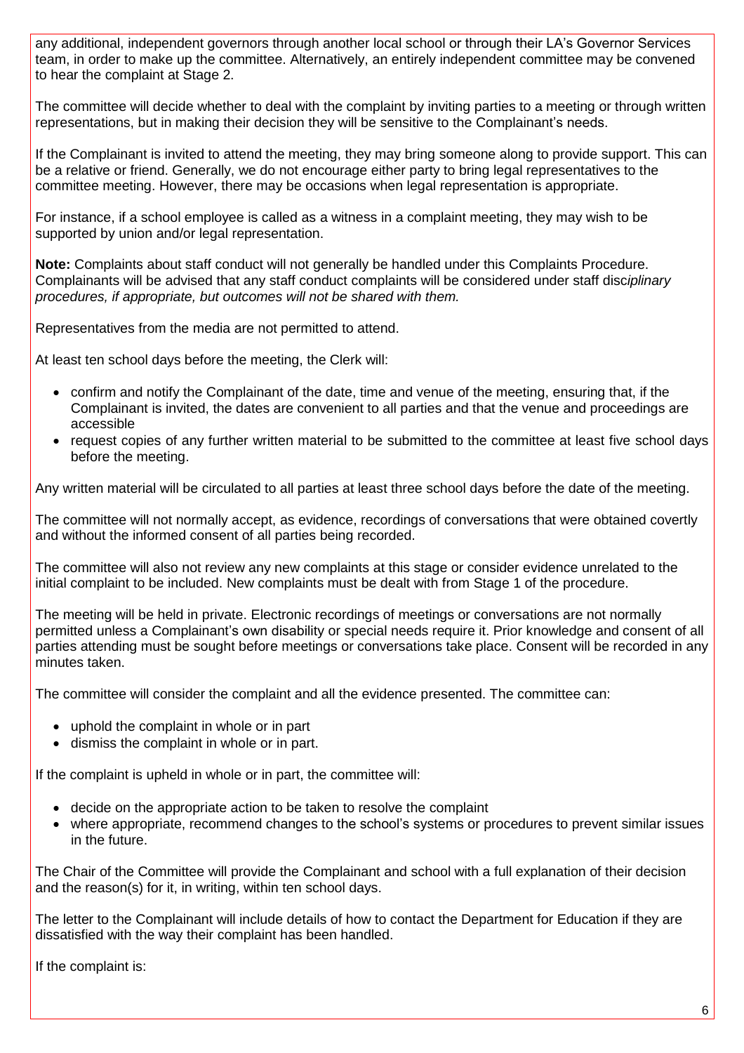any additional, independent governors through another local school or through their LA's Governor Services team, in order to make up the committee. Alternatively, an entirely independent committee may be convened to hear the complaint at Stage 2.

The committee will decide whether to deal with the complaint by inviting parties to a meeting or through written representations, but in making their decision they will be sensitive to the Complainant's needs.

If the Complainant is invited to attend the meeting, they may bring someone along to provide support. This can be a relative or friend. Generally, we do not encourage either party to bring legal representatives to the committee meeting. However, there may be occasions when legal representation is appropriate.

For instance, if a school employee is called as a witness in a complaint meeting, they may wish to be supported by union and/or legal representation.

**Note:** Complaints about staff conduct will not generally be handled under this Complaints Procedure. Complainants will be advised that any staff conduct complaints will be considered under staff disc*iplinary procedures, if appropriate, but outcomes will not be shared with them.*

Representatives from the media are not permitted to attend.

At least ten school days before the meeting, the Clerk will:

- confirm and notify the Complainant of the date, time and venue of the meeting, ensuring that, if the Complainant is invited, the dates are convenient to all parties and that the venue and proceedings are accessible
- request copies of any further written material to be submitted to the committee at least five school days before the meeting.

Any written material will be circulated to all parties at least three school days before the date of the meeting.

The committee will not normally accept, as evidence, recordings of conversations that were obtained covertly and without the informed consent of all parties being recorded.

The committee will also not review any new complaints at this stage or consider evidence unrelated to the initial complaint to be included. New complaints must be dealt with from Stage 1 of the procedure.

The meeting will be held in private. Electronic recordings of meetings or conversations are not normally permitted unless a Complainant's own disability or special needs require it. Prior knowledge and consent of all parties attending must be sought before meetings or conversations take place. Consent will be recorded in any minutes taken.

The committee will consider the complaint and all the evidence presented. The committee can:

- uphold the complaint in whole or in part
- dismiss the complaint in whole or in part.

If the complaint is upheld in whole or in part, the committee will:

- decide on the appropriate action to be taken to resolve the complaint
- where appropriate, recommend changes to the school's systems or procedures to prevent similar issues in the future.

The Chair of the Committee will provide the Complainant and school with a full explanation of their decision and the reason(s) for it, in writing, within ten school days.

The letter to the Complainant will include details of how to contact the Department for Education if they are dissatisfied with the way their complaint has been handled.

If the complaint is: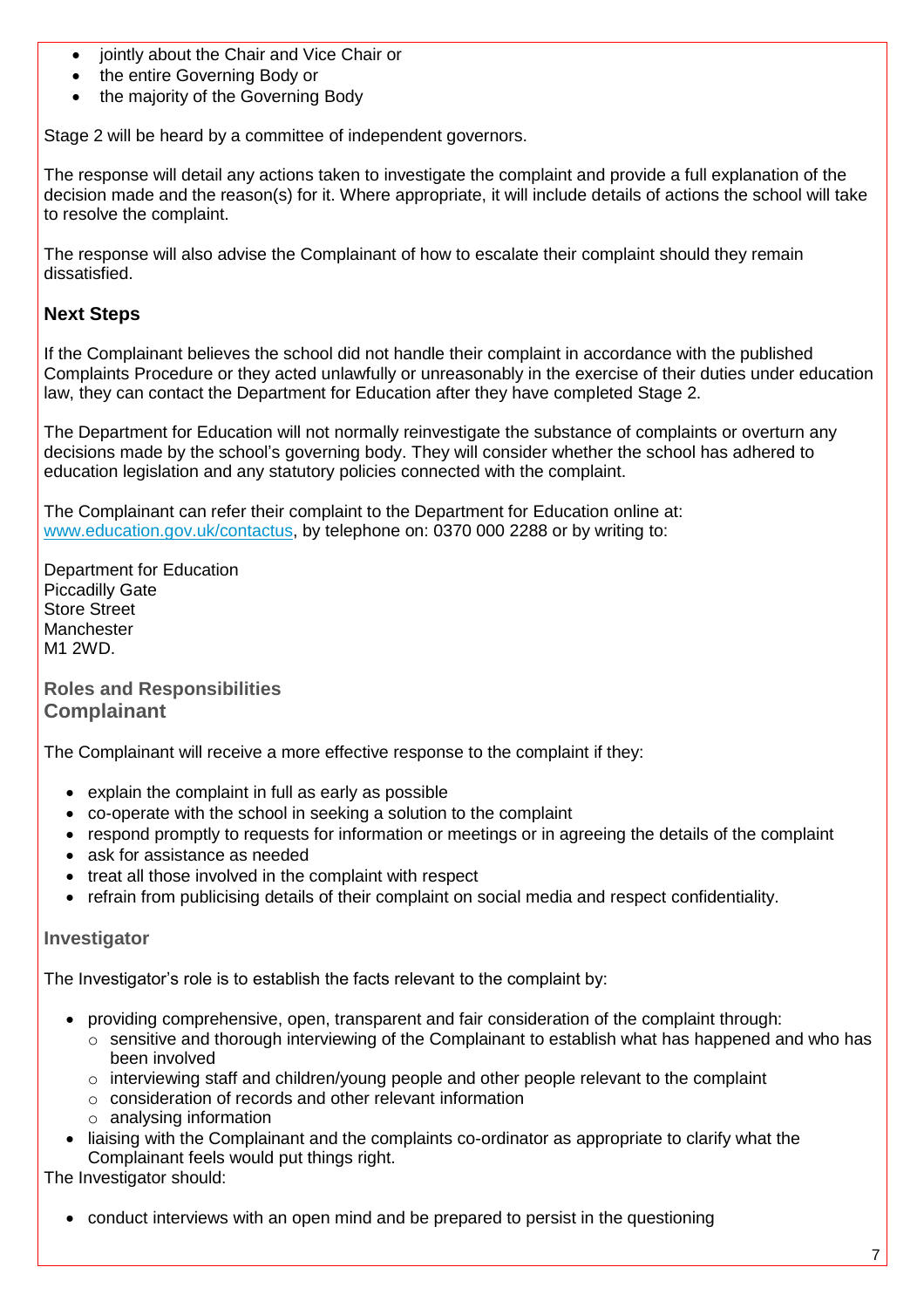- jointly about the Chair and Vice Chair or
- the entire Governing Body or
- the majority of the Governing Body

Stage 2 will be heard by a committee of independent governors.

The response will detail any actions taken to investigate the complaint and provide a full explanation of the decision made and the reason(s) for it. Where appropriate, it will include details of actions the school will take to resolve the complaint.

The response will also advise the Complainant of how to escalate their complaint should they remain dissatisfied.

## Next Steps

If the Complainant believes the school did not handle their complaint in accordance with the published Complaints Procedure or they acted unlawfully or unreasonably in the exercise of their duties under education law, they can contact the Department for Education after they have completed Stage 2.

The Department for Education will not normally reinvestigate the substance of complaints or overturn any decisions made by the school's governing body. They will consider whether the school has adhered to education legislation and any statutory policies connected with the complaint.

The Complainant can refer their complaint to the Department for Education online at: www.education.gov.uk/contactus, by telephone on: 0370 000 2288 or by writing to:

Department for Education
Piccadilly Gate
Store Street
Manchester
M1 2WD.

### Roles and Responsibilities

## Complainant

The Complainant will receive a more effective response to the complaint if they:

- explain the complaint in full as early as possible
- co-operate with the school in seeking a solution to the complaint
- respond promptly to requests for information or meetings or in agreeing the details of the complaint
- ask for assistance as needed
- treat all those involved in the complaint with respect
- refrain from publicising details of their complaint on social media and respect confidentiality.

### Investigator

The Investigator's role is to establish the facts relevant to the complaint by:

- providing comprehensive, open, transparent and fair consideration of the complaint through:
  - sensitive and thorough interviewing of the Complainant to establish what has happened and who has been involved
  - interviewing staff and children/young people and other people relevant to the complaint
  - consideration of records and other relevant information
  - analysing information
- liaising with the Complainant and the complaints co-ordinator as appropriate to clarify what the Complainant feels would put things right.

The Investigator should:

- conduct interviews with an open mind and be prepared to persist in the questioning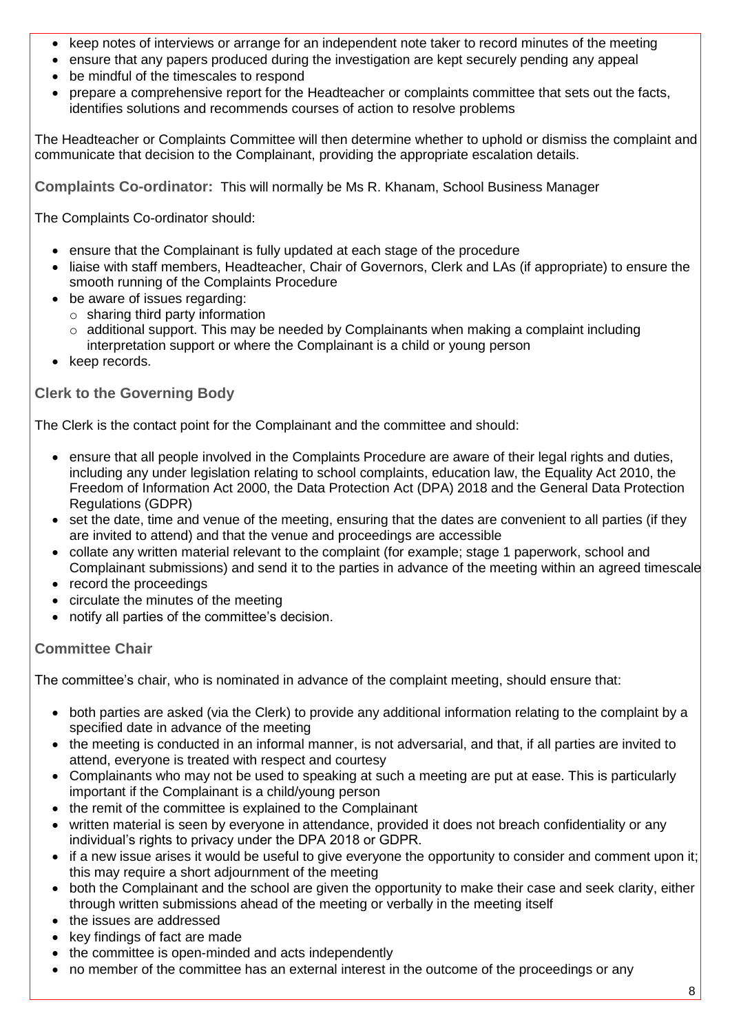- keep notes of interviews or arrange for an independent note taker to record minutes of the meeting
- ensure that any papers produced during the investigation are kept securely pending any appeal
- be mindful of the timescales to respond
- prepare a comprehensive report for the Headteacher or complaints committee that sets out the facts, identifies solutions and recommends courses of action to resolve problems

The Headteacher or Complaints Committee will then determine whether to uphold or dismiss the complaint and communicate that decision to the Complainant, providing the appropriate escalation details.

**Complaints Co-ordinator:** This will normally be Ms R. Khanam, School Business Manager

The Complaints Co-ordinator should:

- ensure that the Complainant is fully updated at each stage of the procedure
- liaise with staff members, Headteacher, Chair of Governors, Clerk and LAs (if appropriate) to ensure the smooth running of the Complaints Procedure
- be aware of issues regarding:
  - sharing third party information
  - additional support. This may be needed by Complainants when making a complaint including interpretation support or where the Complainant is a child or young person
- keep records.

### Clerk to the Governing Body

The Clerk is the contact point for the Complainant and the committee and should:

- ensure that all people involved in the Complaints Procedure are aware of their legal rights and duties, including any under legislation relating to school complaints, education law, the Equality Act 2010, the Freedom of Information Act 2000, the Data Protection Act (DPA) 2018 and the General Data Protection Regulations (GDPR)
- set the date, time and venue of the meeting, ensuring that the dates are convenient to all parties (if they are invited to attend) and that the venue and proceedings are accessible
- collate any written material relevant to the complaint (for example; stage 1 paperwork, school and Complainant submissions) and send it to the parties in advance of the meeting within an agreed timescale
- record the proceedings
- circulate the minutes of the meeting
- notify all parties of the committee's decision.

### Committee Chair

The committee's chair, who is nominated in advance of the complaint meeting, should ensure that:

- both parties are asked (via the Clerk) to provide any additional information relating to the complaint by a specified date in advance of the meeting
- the meeting is conducted in an informal manner, is not adversarial, and that, if all parties are invited to attend, everyone is treated with respect and courtesy
- Complainants who may not be used to speaking at such a meeting are put at ease. This is particularly important if the Complainant is a child/young person
- the remit of the committee is explained to the Complainant
- written material is seen by everyone in attendance, provided it does not breach confidentiality or any individual's rights to privacy under the DPA 2018 or GDPR.
- if a new issue arises it would be useful to give everyone the opportunity to consider and comment upon it; this may require a short adjournment of the meeting
- both the Complainant and the school are given the opportunity to make their case and seek clarity, either through written submissions ahead of the meeting or verbally in the meeting itself
- the issues are addressed
- key findings of fact are made
- the committee is open-minded and acts independently
- no member of the committee has an external interest in the outcome of the proceedings or any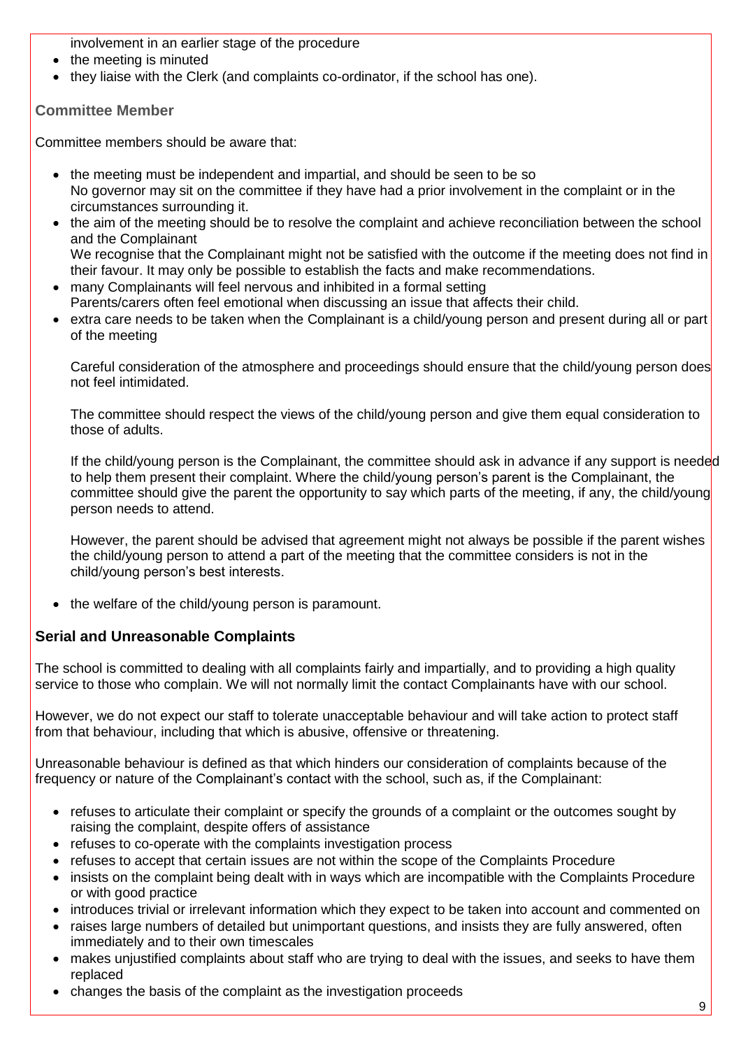involvement in an earlier stage of the procedure

- the meeting is minuted
- they liaise with the Clerk (and complaints co-ordinator, if the school has one).

### Committee Member

Committee members should be aware that:

- the meeting must be independent and impartial, and should be seen to be so
  No governor may sit on the committee if they have had a prior involvement in the complaint or in the circumstances surrounding it.
- the aim of the meeting should be to resolve the complaint and achieve reconciliation between the school and the Complainant
  We recognise that the Complainant might not be satisfied with the outcome if the meeting does not find in their favour. It may only be possible to establish the facts and make recommendations.
- many Complainants will feel nervous and inhibited in a formal setting
  Parents/carers often feel emotional when discussing an issue that affects their child.
- extra care needs to be taken when the Complainant is a child/young person and present during all or part of the meeting

  Careful consideration of the atmosphere and proceedings should ensure that the child/young person does not feel intimidated.

  The committee should respect the views of the child/young person and give them equal consideration to those of adults.

  If the child/young person is the Complainant, the committee should ask in advance if any support is needed to help them present their complaint. Where the child/young person's parent is the Complainant, the committee should give the parent the opportunity to say which parts of the meeting, if any, the child/young person needs to attend.

  However, the parent should be advised that agreement might not always be possible if the parent wishes the child/young person to attend a part of the meeting that the committee considers is not in the child/young person's best interests.

- the welfare of the child/young person is paramount.

## Serial and Unreasonable Complaints

The school is committed to dealing with all complaints fairly and impartially, and to providing a high quality service to those who complain. We will not normally limit the contact Complainants have with our school.

However, we do not expect our staff to tolerate unacceptable behaviour and will take action to protect staff from that behaviour, including that which is abusive, offensive or threatening.

Unreasonable behaviour is defined as that which hinders our consideration of complaints because of the frequency or nature of the Complainant's contact with the school, such as, if the Complainant:

- refuses to articulate their complaint or specify the grounds of a complaint or the outcomes sought by raising the complaint, despite offers of assistance
- refuses to co-operate with the complaints investigation process
- refuses to accept that certain issues are not within the scope of the Complaints Procedure
- insists on the complaint being dealt with in ways which are incompatible with the Complaints Procedure or with good practice
- introduces trivial or irrelevant information which they expect to be taken into account and commented on
- raises large numbers of detailed but unimportant questions, and insists they are fully answered, often immediately and to their own timescales
- makes unjustified complaints about staff who are trying to deal with the issues, and seeks to have them replaced
- changes the basis of the complaint as the investigation proceeds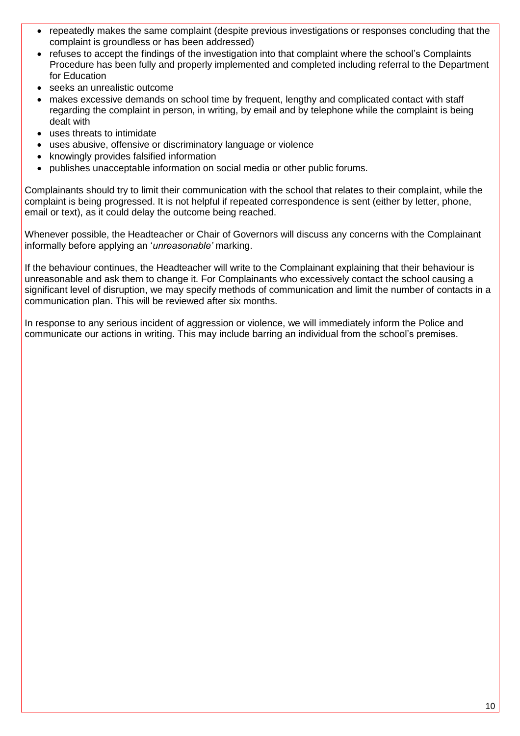- repeatedly makes the same complaint (despite previous investigations or responses concluding that the complaint is groundless or has been addressed)
- refuses to accept the findings of the investigation into that complaint where the school's Complaints Procedure has been fully and properly implemented and completed including referral to the Department for Education
- seeks an unrealistic outcome
- makes excessive demands on school time by frequent, lengthy and complicated contact with staff regarding the complaint in person, in writing, by email and by telephone while the complaint is being dealt with
- uses threats to intimidate
- uses abusive, offensive or discriminatory language or violence
- knowingly provides falsified information
- publishes unacceptable information on social media or other public forums.

Complainants should try to limit their communication with the school that relates to their complaint, while the complaint is being progressed. It is not helpful if repeated correspondence is sent (either by letter, phone, email or text), as it could delay the outcome being reached.

Whenever possible, the Headteacher or Chair of Governors will discuss any concerns with the Complainant informally before applying an '*unreasonable'* marking.

If the behaviour continues, the Headteacher will write to the Complainant explaining that their behaviour is unreasonable and ask them to change it. For Complainants who excessively contact the school causing a significant level of disruption, we may specify methods of communication and limit the number of contacts in a communication plan. This will be reviewed after six months.

In response to any serious incident of aggression or violence, we will immediately inform the Police and communicate our actions in writing. This may include barring an individual from the school's premises.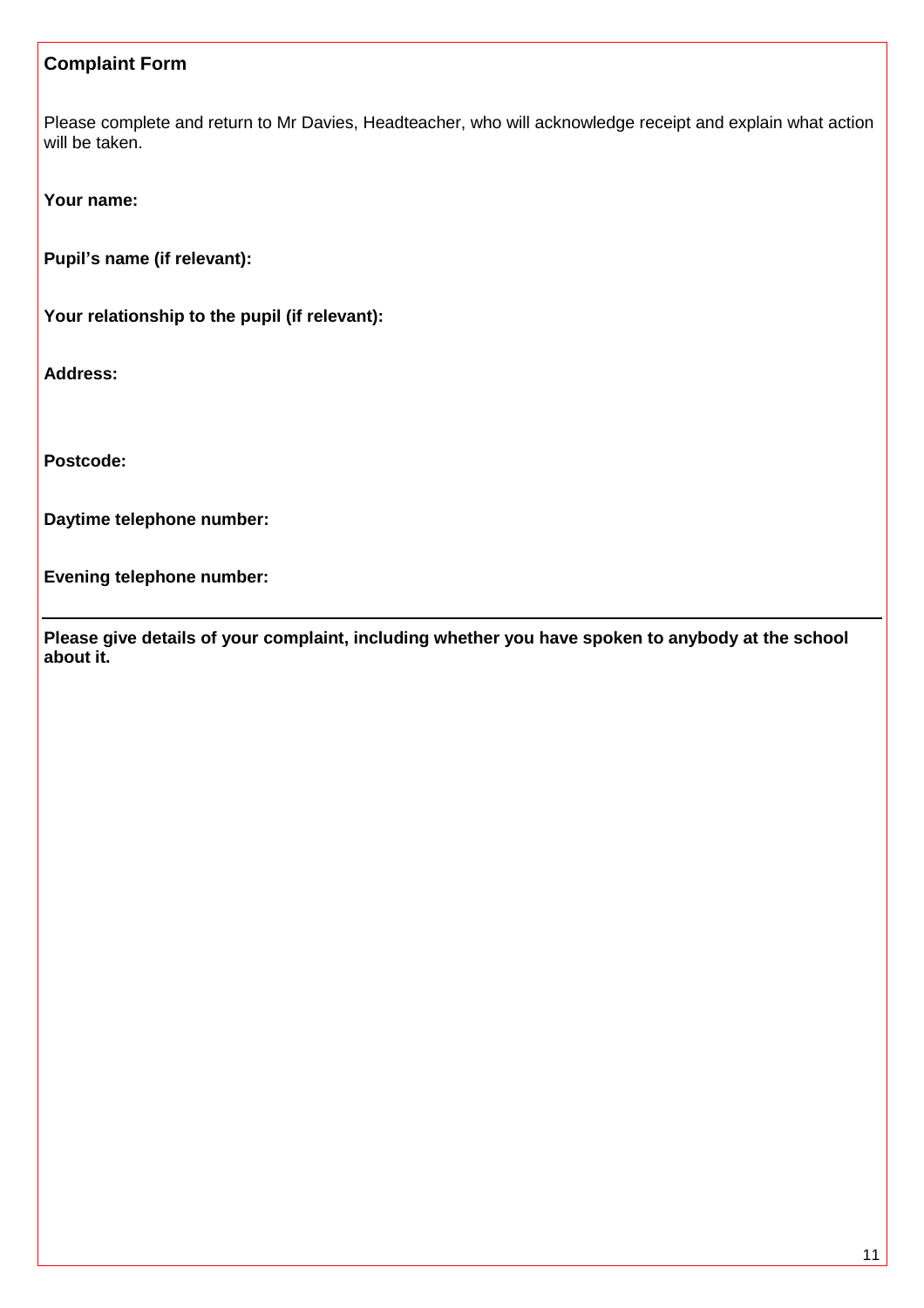## Complaint Form

Please complete and return to Mr Davies, Headteacher, who will acknowledge receipt and explain what action will be taken.

**Your name:**

**Pupil's name (if relevant):**

**Your relationship to the pupil (if relevant):**

**Address:**

**Postcode:**

**Daytime telephone number:**

**Evening telephone number:**

---

**Please give details of your complaint, including whether you have spoken to anybody at the school about it.**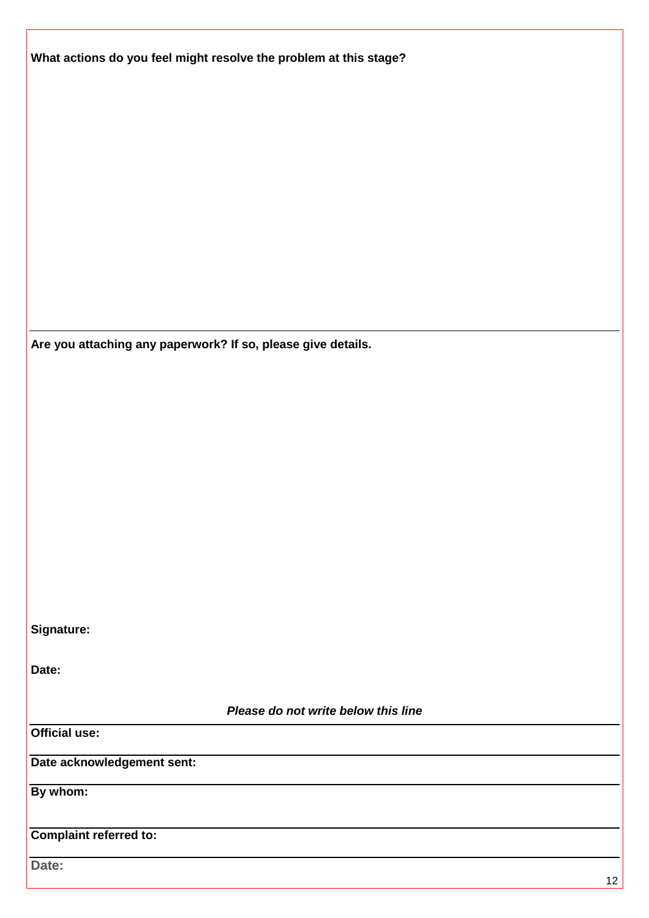**What actions do you feel might resolve the problem at this stage?**

**Are you attaching any paperwork? If so, please give details.**

**Signature:**

**Date:**

***Please do not write below this line***

**Official use:**

**Date acknowledgement sent:**

**By whom:**

**Complaint referred to:**

**Date:**